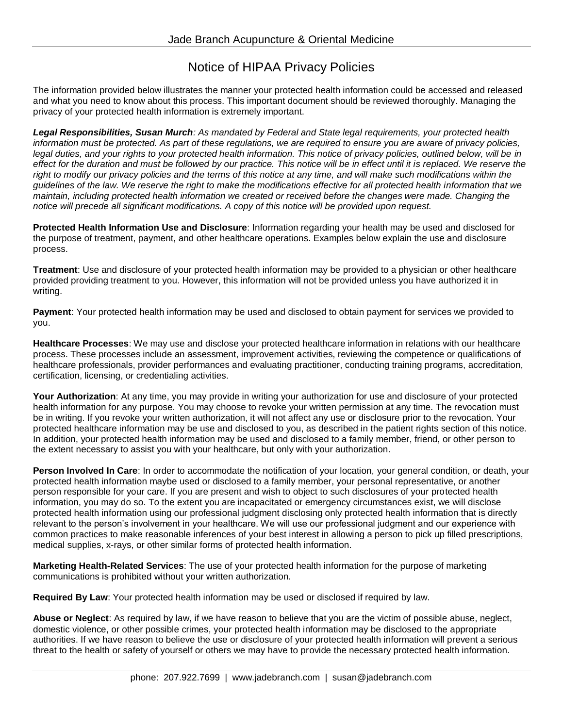Jade Branch Acupuncture & Oriental Medicine

# Notice of HIPAA Privacy Policies

The information provided below illustrates the manner your protected health information could be accessed and released and what you need to know about this process. This important document should be reviewed thoroughly. Managing the privacy of your protected health information is extremely important.

***Legal Responsibilities, Susan Murch****: As mandated by Federal and State legal requirements, your protected health information must be protected. As part of these regulations, we are required to ensure you are aware of privacy policies, legal duties, and your rights to your protected health information. This notice of privacy policies, outlined below, will be in effect for the duration and must be followed by our practice. This notice will be in effect until it is replaced. We reserve the right to modify our privacy policies and the terms of this notice at any time, and will make such modifications within the guidelines of the law. We reserve the right to make the modifications effective for all protected health information that we maintain, including protected health information we created or received before the changes were made. Changing the notice will precede all significant modifications. A copy of this notice will be provided upon request.*

**Protected Health Information Use and Disclosure**: Information regarding your health may be used and disclosed for the purpose of treatment, payment, and other healthcare operations. Examples below explain the use and disclosure process.

**Treatment**: Use and disclosure of your protected health information may be provided to a physician or other healthcare provided providing treatment to you. However, this information will not be provided unless you have authorized it in writing.

**Payment**: Your protected health information may be used and disclosed to obtain payment for services we provided to you.

**Healthcare Processes**: We may use and disclose your protected healthcare information in relations with our healthcare process. These processes include an assessment, improvement activities, reviewing the competence or qualifications of healthcare professionals, provider performances and evaluating practitioner, conducting training programs, accreditation, certification, licensing, or credentialing activities.

**Your Authorization**: At any time, you may provide in writing your authorization for use and disclosure of your protected health information for any purpose. You may choose to revoke your written permission at any time. The revocation must be in writing. If you revoke your written authorization, it will not affect any use or disclosure prior to the revocation. Your protected healthcare information may be use and disclosed to you, as described in the patient rights section of this notice. In addition, your protected health information may be used and disclosed to a family member, friend, or other person to the extent necessary to assist you with your healthcare, but only with your authorization.

**Person Involved In Care**: In order to accommodate the notification of your location, your general condition, or death, your protected health information maybe used or disclosed to a family member, your personal representative, or another person responsible for your care. If you are present and wish to object to such disclosures of your protected health information, you may do so. To the extent you are incapacitated or emergency circumstances exist, we will disclose protected health information using our professional judgment disclosing only protected health information that is directly relevant to the person's involvement in your healthcare. We will use our professional judgment and our experience with common practices to make reasonable inferences of your best interest in allowing a person to pick up filled prescriptions, medical supplies, x-rays, or other similar forms of protected health information.

**Marketing Health-Related Services**: The use of your protected health information for the purpose of marketing communications is prohibited without your written authorization.

**Required By Law**: Your protected health information may be used or disclosed if required by law.

**Abuse or Neglect**: As required by law, if we have reason to believe that you are the victim of possible abuse, neglect, domestic violence, or other possible crimes, your protected health information may be disclosed to the appropriate authorities. If we have reason to believe the use or disclosure of your protected health information will prevent a serious threat to the health or safety of yourself or others we may have to provide the necessary protected health information.

phone: 207.922.7699 | www.jadebranch.com | susan@jadebranch.com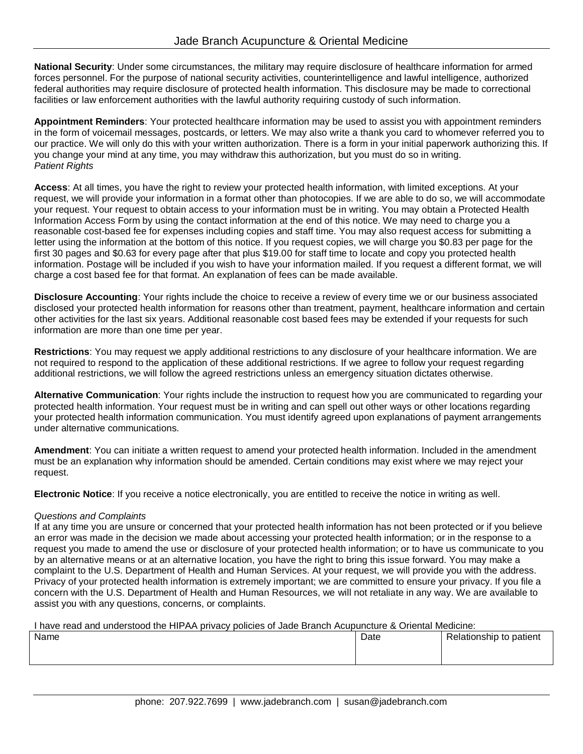**National Security**: Under some circumstances, the military may require disclosure of healthcare information for armed forces personnel. For the purpose of national security activities, counterintelligence and lawful intelligence, authorized federal authorities may require disclosure of protected health information. This disclosure may be made to correctional facilities or law enforcement authorities with the lawful authority requiring custody of such information.

**Appointment Reminders**: Your protected healthcare information may be used to assist you with appointment reminders in the form of voicemail messages, postcards, or letters. We may also write a thank you card to whomever referred you to our practice. We will only do this with your written authorization. There is a form in your initial paperwork authorizing this. If you change your mind at any time, you may withdraw this authorization, but you must do so in writing.

*Patient Rights*

**Access**: At all times, you have the right to review your protected health information, with limited exceptions. At your request, we will provide your information in a format other than photocopies. If we are able to do so, we will accommodate your request. Your request to obtain access to your information must be in writing. You may obtain a Protected Health Information Access Form by using the contact information at the end of this notice. We may need to charge you a reasonable cost-based fee for expenses including copies and staff time. You may also request access for submitting a letter using the information at the bottom of this notice. If you request copies, we will charge you $0.83 per page for the first 30 pages and $0.63 for every page after that plus $19.00 for staff time to locate and copy you protected health information. Postage will be included if you wish to have your information mailed. If you request a different format, we will charge a cost based fee for that format. An explanation of fees can be made available.

**Disclosure Accounting**: Your rights include the choice to receive a review of every time we or our business associated disclosed your protected health information for reasons other than treatment, payment, healthcare information and certain other activities for the last six years. Additional reasonable cost based fees may be extended if your requests for such information are more than one time per year.

**Restrictions**: You may request we apply additional restrictions to any disclosure of your healthcare information. We are not required to respond to the application of these additional restrictions. If we agree to follow your request regarding additional restrictions, we will follow the agreed restrictions unless an emergency situation dictates otherwise.

**Alternative Communication**: Your rights include the instruction to request how you are communicated to regarding your protected health information. Your request must be in writing and can spell out other ways or other locations regarding your protected health information communication. You must identify agreed upon explanations of payment arrangements under alternative communications.

**Amendment**: You can initiate a written request to amend your protected health information. Included in the amendment must be an explanation why information should be amended. Certain conditions may exist where we may reject your request.

**Electronic Notice**: If you receive a notice electronically, you are entitled to receive the notice in writing as well.

*Questions and Complaints*

If at any time you are unsure or concerned that your protected health information has not been protected or if you believe an error was made in the decision we made about accessing your protected health information; or in the response to a request you made to amend the use or disclosure of your protected health information; or to have us communicate to you by an alternative means or at an alternative location, you have the right to bring this issue forward. You may make a complaint to the U.S. Department of Health and Human Services. At your request, we will provide you with the address. Privacy of your protected health information is extremely important; we are committed to ensure your privacy. If you file a concern with the U.S. Department of Health and Human Resources, we will not retaliate in any way. We are available to assist you with any questions, concerns, or complaints.

I have read and understood the HIPAA privacy policies of Jade Branch Acupuncture & Oriental Medicine:

| Name | Date | Relationship to patient |
|---|---|---|
| | | |

phone: 207.922.7699 | www.jadebranch.com | susan@jadebranch.com